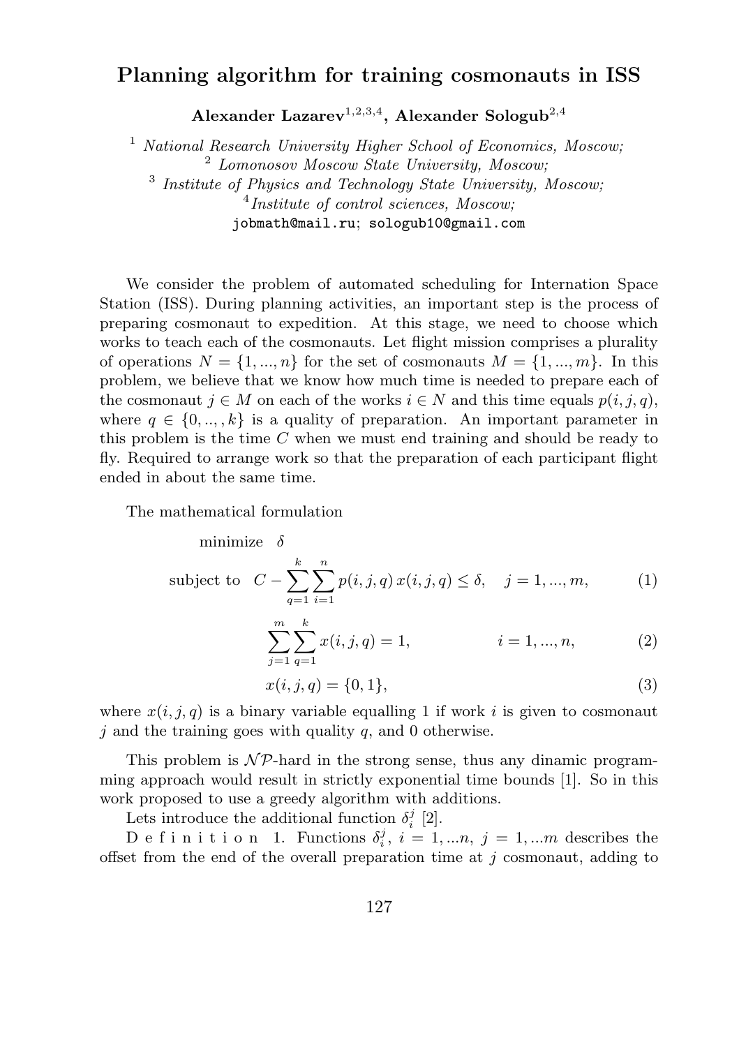# Planning algorithm for training cosmonauts in ISS

**Alexander Lazarev[1,2,3,4], Alexander Sologub[2,4]**

[1] *National Research University Higher School of Economics, Moscow;*
[2] *Lomonosov Moscow State University, Moscow;*
[3] *Institute of Physics and Technology State University, Moscow;*
[4] *Institute of control sciences, Moscow;*
`jobmath@mail.ru`; `sologub10@gmail.com`

We consider the problem of automated scheduling for Internation Space Station (ISS). During planning activities, an important step is the process of preparing cosmonaut to expedition. At this stage, we need to choose which works to teach each of the cosmonauts. Let flight mission comprises a plurality of operations $N = \{1, ..., n\}$ for the set of cosmonauts $M = \{1, ..., m\}$. In this problem, we believe that we know how much time is needed to prepare each of the cosmonaut $j \in M$ on each of the works $i \in N$ and this time equals $p(i, j, q)$, where $q \in \{0, .., , k\}$ is a quality of preparation. An important parameter in this problem is the time $C$ when we must end training and should be ready to fly. Required to arrange work so that the preparation of each participant flight ended in about the same time.

The mathematical formulation

$$\text{minimize} \quad \delta$$

$$\text{subject to} \quad C - \sum_{q=1}^{k} \sum_{i=1}^{n} p(i, j, q)\, x(i, j, q) \leq \delta, \quad j = 1, ..., m, \tag{1}$$

$$\sum_{j=1}^{m} \sum_{q=1}^{k} x(i, j, q) = 1, \qquad i = 1, ..., n, \tag{2}$$

$$x(i, j, q) = \{0, 1\}, \tag{3}$$

where $x(i, j, q)$ is a binary variable equalling 1 if work $i$ is given to cosmonaut $j$ and the training goes with quality $q$, and 0 otherwise.

This problem is $\mathcal{NP}$-hard in the strong sense, thus any dinamic programming approach would result in strictly exponential time bounds [1]. So in this work proposed to use a greedy algorithm with additions.

Lets introduce the additional function $\delta_i^j$ [2].

D e f i n i t i o n 1. Functions $\delta_i^j$, $i = 1, ...n$, $j = 1, ...m$ describes the offset from the end of the overall preparation time at $j$ cosmonaut, adding to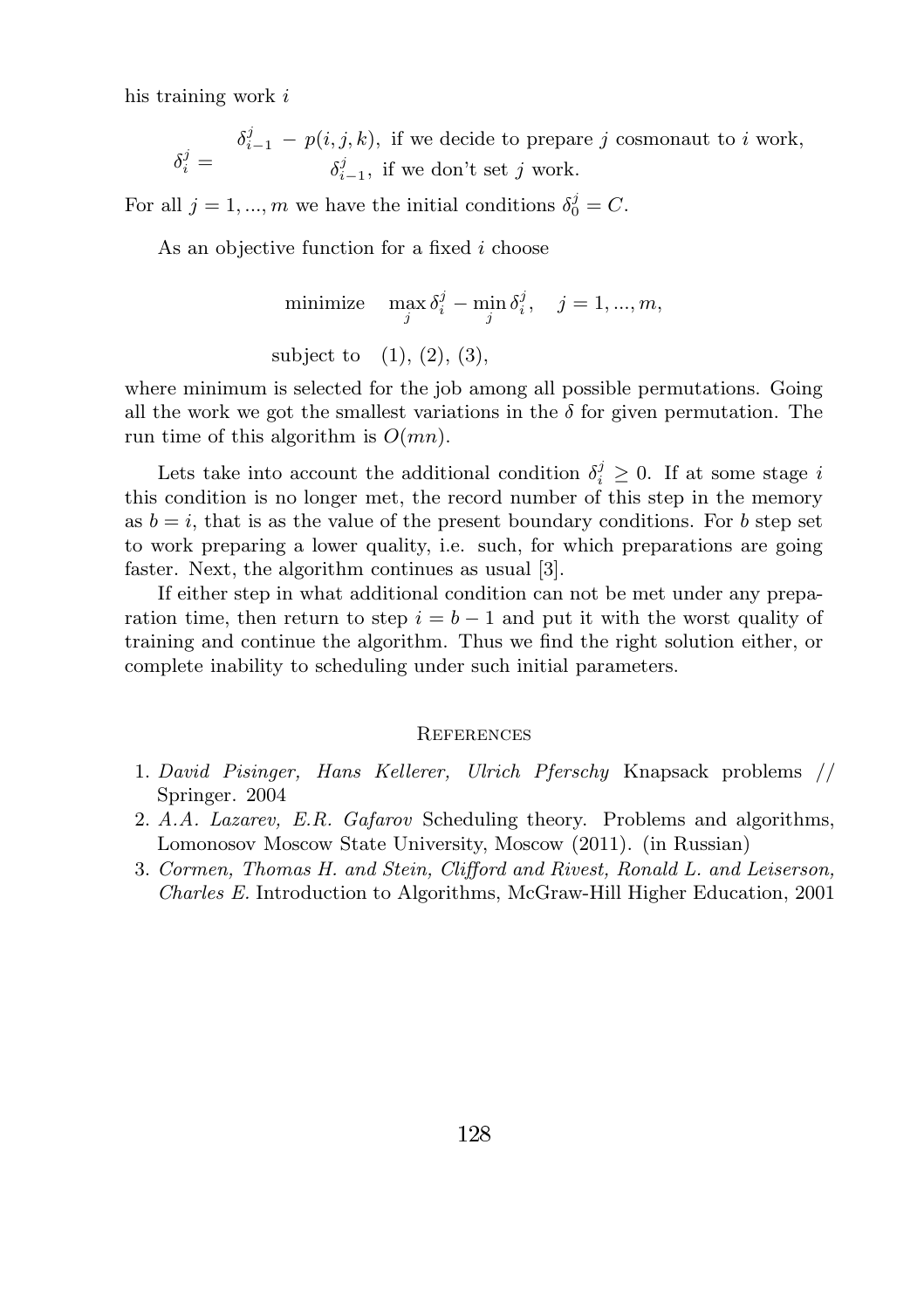his training work $i$

$$
\delta_i^j = \begin{cases} \delta_{i-1}^j - p(i,j,k), & \text{if we decide to prepare } j \text{ cosmonaut to } i \text{ work,} \\ \delta_{i-1}^j, & \text{if we don't set } j \text{ work.} \end{cases}
$$

For all $j = 1, ..., m$ we have the initial conditions $\delta_0^j = C$.

As an objective function for a fixed $i$ choose

$$
\text{minimize} \quad \max_j \delta_i^j - \min_j \delta_i^j, \quad j = 1, ..., m,
$$

$$
\text{subject to} \quad (1), (2), (3),
$$

where minimum is selected for the job among all possible permutations. Going all the work we got the smallest variations in the $\delta$ for given permutation. The run time of this algorithm is $O(mn)$.

Lets take into account the additional condition $\delta_i^j \geq 0$. If at some stage $i$ this condition is no longer met, the record number of this step in the memory as $b = i$, that is as the value of the present boundary conditions. For $b$ step set to work preparing a lower quality, i.e. such, for which preparations are going faster. Next, the algorithm continues as usual [3].

If either step in what additional condition can not be met under any preparation time, then return to step $i = b - 1$ and put it with the worst quality of training and continue the algorithm. Thus we find the right solution either, or complete inability to scheduling under such initial parameters.

## References

1. *David Pisinger, Hans Kellerer, Ulrich Pferschy* Knapsack problems // Springer. 2004
2. *A.A. Lazarev, E.R. Gafarov* Scheduling theory. Problems and algorithms, Lomonosov Moscow State University, Moscow (2011). (in Russian)
3. *Cormen, Thomas H. and Stein, Clifford and Rivest, Ronald L. and Leiserson, Charles E.* Introduction to Algorithms, McGraw-Hill Higher Education, 2001